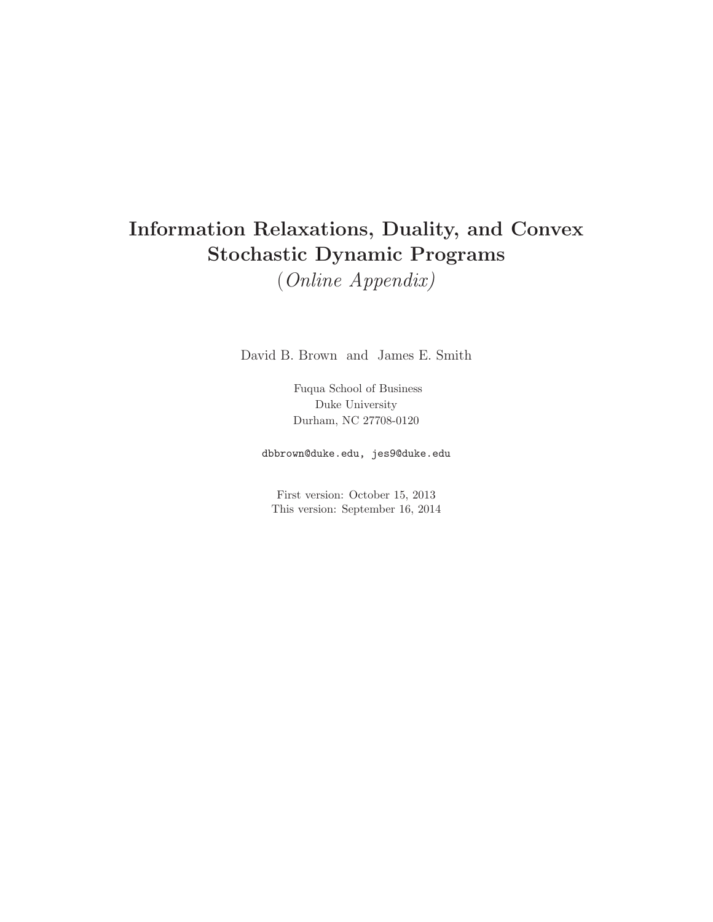# Information Relaxations, Duality, and Convex Stochastic Dynamic Programs

*(Online Appendix)*

David B. Brown and James E. Smith

Fuqua School of Business
Duke University
Durham, NC 27708-0120

dbbrown@duke.edu, jes9@duke.edu

First version: October 15, 2013
This version: September 16, 2014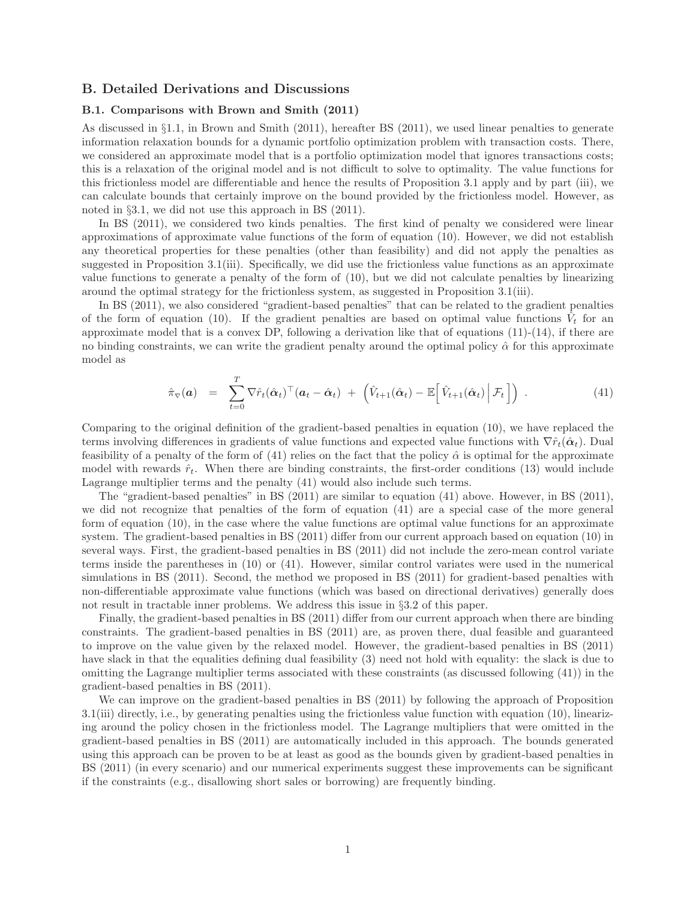## B. Detailed Derivations and Discussions

### B.1. Comparisons with Brown and Smith (2011)

As discussed in §1.1, in Brown and Smith (2011), hereafter BS (2011), we used linear penalties to generate information relaxation bounds for a dynamic portfolio optimization problem with transaction costs. There, we considered an approximate model that is a portfolio optimization model that ignores transactions costs; this is a relaxation of the original model and is not difficult to solve to optimality. The value functions for this frictionless model are differentiable and hence the results of Proposition 3.1 apply and by part (iii), we can calculate bounds that certainly improve on the bound provided by the frictionless model. However, as noted in §3.1, we did not use this approach in BS (2011).

In BS (2011), we considered two kinds penalties. The first kind of penalty we considered were linear approximations of approximate value functions of the form of equation (10). However, we did not establish any theoretical properties for these penalties (other than feasibility) and did not apply the penalties as suggested in Proposition 3.1(iii). Specifically, we did use the frictionless value functions as an approximate value functions to generate a penalty of the form of (10), but we did not calculate penalties by linearizing around the optimal strategy for the frictionless system, as suggested in Proposition 3.1(iii).

In BS (2011), we also considered "gradient-based penalties" that can be related to the gradient penalties of the form of equation (10). If the gradient penalties are based on optimal value functions $\hat{V}_t$ for an approximate model that is a convex DP, following a derivation like that of equations (11)-(14), if there are no binding constraints, we can write the gradient penalty around the optimal policy $\hat{\alpha}$ for this approximate model as

$$\hat{\pi}_{\nabla}(\boldsymbol{a}) \quad = \quad \sum_{t=0}^{T} \nabla \hat{r}_t(\hat{\boldsymbol{\alpha}}_t)^\top (\boldsymbol{a}_t - \hat{\boldsymbol{\alpha}}_t) \;+\; \left(\hat{V}_{t+1}(\hat{\boldsymbol{\alpha}}_t) - \mathbb{E}\Big[\hat{V}_{t+1}(\hat{\boldsymbol{\alpha}}_t) \,\Big|\, \mathcal{F}_t\Big]\right) \,. \tag{41}$$

Comparing to the original definition of the gradient-based penalties in equation (10), we have replaced the terms involving differences in gradients of value functions and expected value functions with $\nabla \hat{r}_t(\hat{\boldsymbol{\alpha}}_t)$. Dual feasibility of a penalty of the form of (41) relies on the fact that the policy $\hat{\alpha}$ is optimal for the approximate model with rewards $\hat{r}_t$. When there are binding constraints, the first-order conditions (13) would include Lagrange multiplier terms and the penalty (41) would also include such terms.

The "gradient-based penalties" in BS (2011) are similar to equation (41) above. However, in BS (2011), we did not recognize that penalties of the form of equation (41) are a special case of the more general form of equation (10), in the case where the value functions are optimal value functions for an approximate system. The gradient-based penalties in BS (2011) differ from our current approach based on equation (10) in several ways. First, the gradient-based penalties in BS (2011) did not include the zero-mean control variate terms inside the parentheses in (10) or (41). However, similar control variates were used in the numerical simulations in BS (2011). Second, the method we proposed in BS (2011) for gradient-based penalties with non-differentiable approximate value functions (which was based on directional derivatives) generally does not result in tractable inner problems. We address this issue in §3.2 of this paper.

Finally, the gradient-based penalties in BS (2011) differ from our current approach when there are binding constraints. The gradient-based penalties in BS (2011) are, as proven there, dual feasible and guaranteed to improve on the value given by the relaxed model. However, the gradient-based penalties in BS (2011) have slack in that the equalities defining dual feasibility (3) need not hold with equality: the slack is due to omitting the Lagrange multiplier terms associated with these constraints (as discussed following (41)) in the gradient-based penalties in BS (2011).

We can improve on the gradient-based penalties in BS (2011) by following the approach of Proposition 3.1(iii) directly, i.e., by generating penalties using the frictionless value function with equation (10), linearizing around the policy chosen in the frictionless model. The Lagrange multipliers that were omitted in the gradient-based penalties in BS (2011) are automatically included in this approach. The bounds generated using this approach can be proven to be at least as good as the bounds given by gradient-based penalties in BS (2011) (in every scenario) and our numerical experiments suggest these improvements can be significant if the constraints (e.g., disallowing short sales or borrowing) are frequently binding.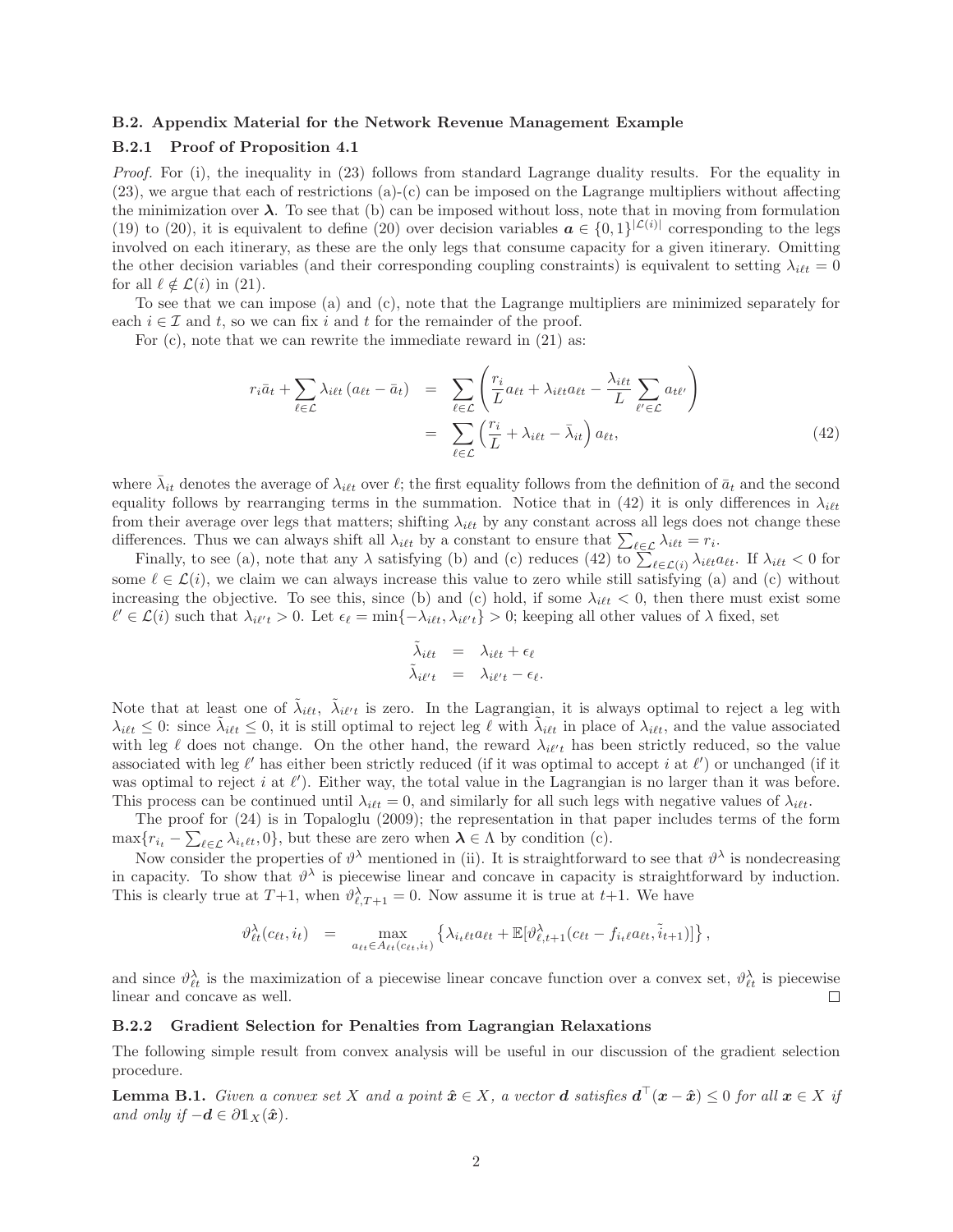### B.2. Appendix Material for the Network Revenue Management Example

#### B.2.1 Proof of Proposition 4.1

*Proof.* For (i), the inequality in (23) follows from standard Lagrange duality results. For the equality in (23), we argue that each of restrictions (a)-(c) can be imposed on the Lagrange multipliers without affecting the minimization over $\boldsymbol{\lambda}$. To see that (b) can be imposed without loss, note that in moving from formulation (19) to (20), it is equivalent to define (20) over decision variables $\boldsymbol{a} \in \{0,1\}^{|\mathcal{L}(i)|}$ corresponding to the legs involved on each itinerary, as these are the only legs that consume capacity for a given itinerary. Omitting the other decision variables (and their corresponding coupling constraints) is equivalent to setting $\lambda_{i\ell t} = 0$ for all $\ell \notin \mathcal{L}(i)$ in (21).

To see that we can impose (a) and (c), note that the Lagrange multipliers are minimized separately for each $i \in \mathcal{I}$ and $t$, so we can fix $i$ and $t$ for the remainder of the proof.

For (c), note that we can rewrite the immediate reward in (21) as:

$$
\begin{aligned}
r_i \bar{a}_t + \sum_{\ell \in \mathcal{L}} \lambda_{i\ell t}\left(a_{\ell t} - \bar{a}_t\right) &= \sum_{\ell \in \mathcal{L}} \left( \frac{r_i}{L} a_{\ell t} + \lambda_{i\ell t} a_{\ell t} - \frac{\lambda_{i\ell t}}{L} \sum_{\ell' \in \mathcal{L}} a_{t\ell'} \right) \\
&= \sum_{\ell \in \mathcal{L}} \left( \frac{r_i}{L} + \lambda_{i\ell t} - \bar{\lambda}_{it} \right) a_{\ell t},
\end{aligned} \tag{42}
$$

where $\bar{\lambda}_{it}$ denotes the average of $\lambda_{i\ell t}$ over $\ell$; the first equality follows from the definition of $\bar{a}_t$ and the second equality follows by rearranging terms in the summation. Notice that in (42) it is only differences in $\lambda_{i\ell t}$ from their average over legs that matters; shifting $\lambda_{i\ell t}$ by any constant across all legs does not change these differences. Thus we can always shift all $\lambda_{i\ell t}$ by a constant to ensure that $\sum_{\ell \in \mathcal{L}} \lambda_{i\ell t} = r_i$.

Finally, to see (a), note that any $\lambda$ satisfying (b) and (c) reduces (42) to $\sum_{\ell \in \mathcal{L}(i)} \lambda_{i\ell t} a_{\ell t}$. If $\lambda_{i\ell t} < 0$ for some $\ell \in \mathcal{L}(i)$, we claim we can always increase this value to zero while still satisfying (a) and (c) without increasing the objective. To see this, since (b) and (c) hold, if some $\lambda_{i\ell t} < 0$, then there must exist some $\ell' \in \mathcal{L}(i)$ such that $\lambda_{i\ell' t} > 0$. Let $\epsilon_\ell = \min\{-\lambda_{i\ell t}, \lambda_{i\ell' t}\} > 0$; keeping all other values of $\lambda$ fixed, set

$$
\begin{aligned}
\tilde{\lambda}_{i\ell t} &= \lambda_{i\ell t} + \epsilon_\ell \\
\tilde{\lambda}_{i\ell' t} &= \lambda_{i\ell' t} - \epsilon_\ell.
\end{aligned}
$$

Note that at least one of $\tilde{\lambda}_{i\ell t}$, $\tilde{\lambda}_{i\ell' t}$ is zero. In the Lagrangian, it is always optimal to reject a leg with $\lambda_{i\ell t} \leq 0$: since $\tilde{\lambda}_{i\ell t} \leq 0$, it is still optimal to reject leg $\ell$ with $\tilde{\lambda}_{i\ell t}$ in place of $\lambda_{i\ell t}$, and the value associated with leg $\ell$ does not change. On the other hand, the reward $\lambda_{i\ell' t}$ has been strictly reduced, so the value associated with leg $\ell'$ has either been strictly reduced (if it was optimal to accept $i$ at $\ell'$) or unchanged (if it was optimal to reject $i$ at $\ell'$). Either way, the total value in the Lagrangian is no larger than it was before. This process can be continued until $\lambda_{i\ell t} = 0$, and similarly for all such legs with negative values of $\lambda_{i\ell t}$.

The proof for (24) is in Topaloglu (2009); the representation in that paper includes terms of the form $\max\{r_{i_t} - \sum_{\ell \in \mathcal{L}} \lambda_{i_t \ell t}, 0\}$, but these are zero when $\boldsymbol{\lambda} \in \Lambda$ by condition (c).

Now consider the properties of $\vartheta^\lambda$ mentioned in (ii). It is straightforward to see that $\vartheta^\lambda$ is nondecreasing in capacity. To show that $\vartheta^\lambda$ is piecewise linear and concave in capacity is straightforward by induction. This is clearly true at $T+1$, when $\vartheta^\lambda_{\ell, T+1} = 0$. Now assume it is true at $t+1$. We have

$$
\vartheta^\lambda_{\ell t}(c_{\ell t}, i_t) = \max_{a_{\ell t} \in A_{\ell t}(c_{\ell t}, i_t)} \left\{ \lambda_{i_t \ell t} a_{\ell t} + \mathbb{E}[\vartheta^\lambda_{\ell, t+1}(c_{\ell t} - f_{i_t \ell} a_{\ell t}, \tilde{i}_{t+1})] \right\},
$$

and since $\vartheta^\lambda_{\ell t}$ is the maximization of a piecewise linear concave function over a convex set, $\vartheta^\lambda_{\ell t}$ is piecewise linear and concave as well. ◻

#### B.2.2 Gradient Selection for Penalties from Lagrangian Relaxations

The following simple result from convex analysis will be useful in our discussion of the gradient selection procedure.

**Lemma B.1.** *Given a convex set $X$ and a point $\hat{\boldsymbol{x}} \in X$, a vector $\boldsymbol{d}$ satisfies $\boldsymbol{d}^\top(\boldsymbol{x} - \hat{\boldsymbol{x}}) \leq 0$ for all $\boldsymbol{x} \in X$ if and only if $-\boldsymbol{d} \in \partial \mathbb{1}_X(\hat{\boldsymbol{x}})$.*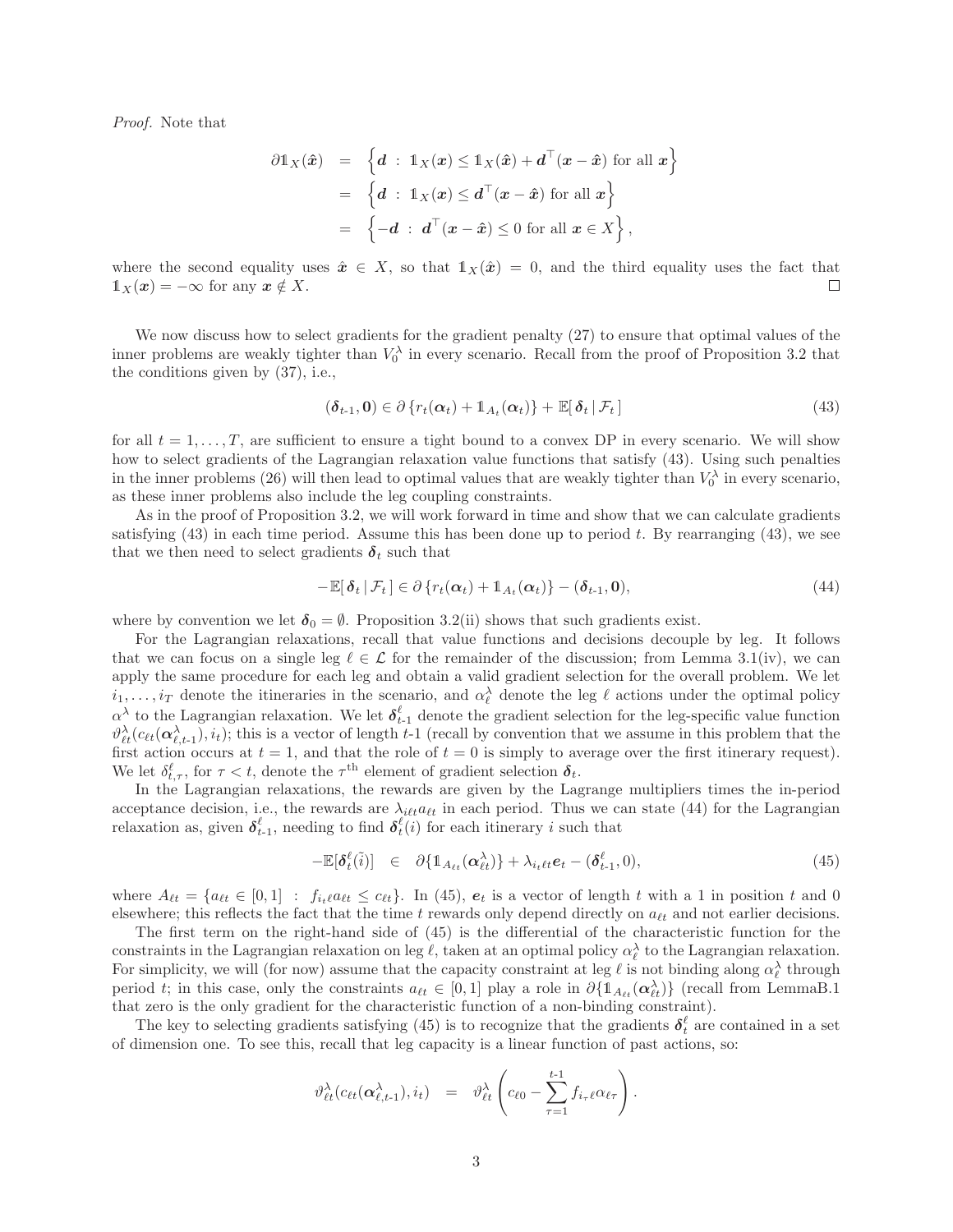*Proof.* Note that

$$
\begin{aligned}
\partial \mathbb{1}_X(\hat{\boldsymbol{x}}) &= \left\{ \boldsymbol{d} \ : \ \mathbb{1}_X(\boldsymbol{x}) \leq \mathbb{1}_X(\hat{\boldsymbol{x}}) + \boldsymbol{d}^\top(\boldsymbol{x} - \hat{\boldsymbol{x}}) \text{ for all } \boldsymbol{x} \right\} \\
&= \left\{ \boldsymbol{d} \ : \ \mathbb{1}_X(\boldsymbol{x}) \leq \boldsymbol{d}^\top(\boldsymbol{x} - \hat{\boldsymbol{x}}) \text{ for all } \boldsymbol{x} \right\} \\
&= \left\{ -\boldsymbol{d} \ : \ \boldsymbol{d}^\top(\boldsymbol{x} - \hat{\boldsymbol{x}}) \leq 0 \text{ for all } \boldsymbol{x} \in X \right\},
\end{aligned}
$$

where the second equality uses $\hat{\boldsymbol{x}} \in X$, so that $\mathbb{1}_X(\hat{\boldsymbol{x}}) = 0$, and the third equality uses the fact that $\mathbb{1}_X(\boldsymbol{x}) = -\infty$ for any $\boldsymbol{x} \notin X$. □

We now discuss how to select gradients for the gradient penalty (27) to ensure that optimal values of the inner problems are weakly tighter than $V_0^\lambda$ in every scenario. Recall from the proof of Proposition 3.2 that the conditions given by (37), i.e.,

$$
(\boldsymbol{\delta}_{t\text{-}1}, \mathbf{0}) \in \partial \left\{ r_t(\boldsymbol{\alpha}_t) + \mathbb{1}_{A_t}(\boldsymbol{\alpha}_t) \right\} + \mathbb{E}[\, \boldsymbol{\delta}_t \,|\, \mathcal{F}_t \,] \tag{43}
$$

for all $t = 1, \ldots, T$, are sufficient to ensure a tight bound to a convex DP in every scenario. We will show how to select gradients of the Lagrangian relaxation value functions that satisfy (43). Using such penalties in the inner problems (26) will then lead to optimal values that are weakly tighter than $V_0^\lambda$ in every scenario, as these inner problems also include the leg coupling constraints.

As in the proof of Proposition 3.2, we will work forward in time and show that we can calculate gradients satisfying (43) in each time period. Assume this has been done up to period $t$. By rearranging (43), we see that we then need to select gradients $\boldsymbol{\delta}_t$ such that

$$
-\mathbb{E}[\, \boldsymbol{\delta}_t \,|\, \mathcal{F}_t \,] \in \partial \left\{ r_t(\boldsymbol{\alpha}_t) + \mathbb{1}_{A_t}(\boldsymbol{\alpha}_t) \right\} - (\boldsymbol{\delta}_{t\text{-}1}, \mathbf{0}), \tag{44}
$$

where by convention we let $\boldsymbol{\delta}_0 = \emptyset$. Proposition 3.2(ii) shows that such gradients exist.

For the Lagrangian relaxations, recall that value functions and decisions decouple by leg. It follows that we can focus on a single leg $\ell \in \mathcal{L}$ for the remainder of the discussion; from Lemma 3.1(iv), we can apply the same procedure for each leg and obtain a valid gradient selection for the overall problem. We let $i_1, \ldots, i_T$ denote the itineraries in the scenario, and $\alpha_\ell^\lambda$ denote the leg $\ell$ actions under the optimal policy $\alpha^\lambda$ to the Lagrangian relaxation. We let $\boldsymbol{\delta}_{t\text{-}1}^\ell$ denote the gradient selection for the leg-specific value function $\vartheta_{\ell t}^\lambda(c_{\ell t}(\boldsymbol{\alpha}_{\ell, t\text{-}1}^\lambda), i_t)$; this is a vector of length $t$-1 (recall by convention that we assume in this problem that the first action occurs at $t = 1$, and that the role of $t = 0$ is simply to average over the first itinerary request). We let $\delta_{t,\tau}^\ell$, for $\tau < t$, denote the $\tau^{\text{th}}$ element of gradient selection $\boldsymbol{\delta}_t$.

In the Lagrangian relaxations, the rewards are given by the Lagrange multipliers times the in-period acceptance decision, i.e., the rewards are $\lambda_{i\ell t} a_{\ell t}$ in each period. Thus we can state (44) for the Lagrangian relaxation as, given $\boldsymbol{\delta}_{t\text{-}1}^\ell$, needing to find $\boldsymbol{\delta}_t^\ell(i)$ for each itinerary $i$ such that

$$
-\mathbb{E}[\boldsymbol{\delta}_t^\ell(\tilde{i})] \quad \in \quad \partial\{\mathbb{1}_{A_{\ell t}}(\boldsymbol{\alpha}_{\ell t}^\lambda)\} + \lambda_{i_t \ell t} \boldsymbol{e}_t - (\boldsymbol{\delta}_{t\text{-}1}^\ell, 0), \tag{45}
$$

where $A_{\ell t} = \{a_{\ell t} \in [0,1] \ : \ f_{i_t \ell} a_{\ell t} \leq c_{\ell t}\}$. In (45), $\boldsymbol{e}_t$ is a vector of length $t$ with a 1 in position $t$ and 0 elsewhere; this reflects the fact that the time $t$ rewards only depend directly on $a_{\ell t}$ and not earlier decisions.

The first term on the right-hand side of (45) is the differential of the characteristic function for the constraints in the Lagrangian relaxation on leg $\ell$, taken at an optimal policy $\alpha_\ell^\lambda$ to the Lagrangian relaxation. For simplicity, we will (for now) assume that the capacity constraint at leg $\ell$ is not binding along $\alpha_\ell^\lambda$ through period $t$; in this case, only the constraints $a_{\ell t} \in [0,1]$ play a role in $\partial\{\mathbb{1}_{A_{\ell t}}(\boldsymbol{\alpha}_{\ell t}^\lambda)\}$ (recall from LemmaB.1 that zero is the only gradient for the characteristic function of a non-binding constraint).

The key to selecting gradients satisfying (45) is to recognize that the gradients $\boldsymbol{\delta}_t^\ell$ are contained in a set of dimension one. To see this, recall that leg capacity is a linear function of past actions, so:

$$
\vartheta_{\ell t}^\lambda(c_{\ell t}(\boldsymbol{\alpha}_{\ell, t\text{-}1}^\lambda), i_t) \quad = \quad \vartheta_{\ell t}^\lambda \left( c_{\ell 0} - \sum_{\tau=1}^{t\text{-}1} f_{i_\tau \ell} \alpha_{\ell \tau} \right).
$$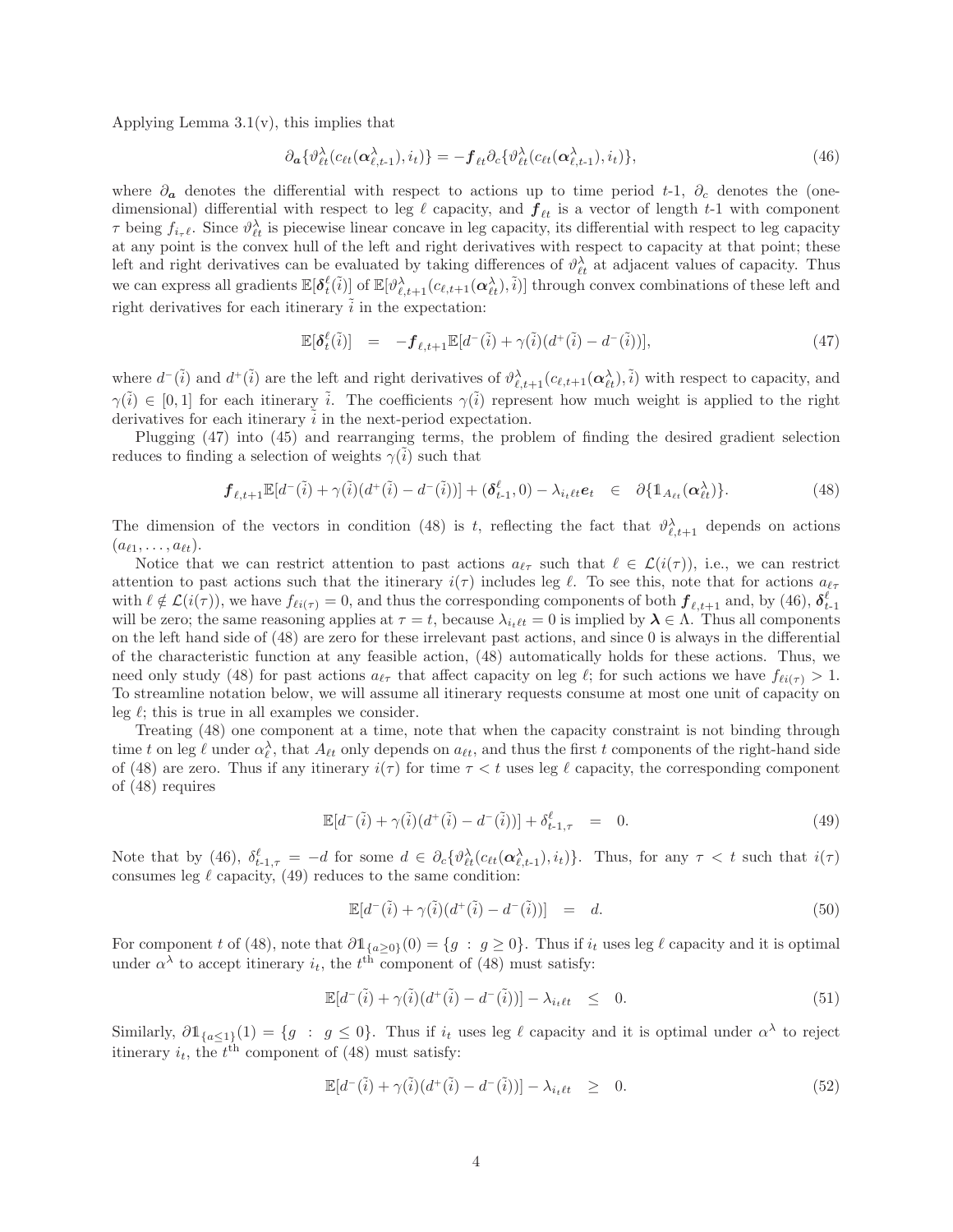Applying Lemma 3.1(v), this implies that

$$\partial_{\boldsymbol{a}}\{\vartheta^{\lambda}_{\ell t}(c_{\ell t}(\boldsymbol{\alpha}^{\lambda}_{\ell,t\text{-}1}), i_t)\} = -\boldsymbol{f}_{\ell t}\partial_c\{\vartheta^{\lambda}_{\ell t}(c_{\ell t}(\boldsymbol{\alpha}^{\lambda}_{\ell,t\text{-}1}), i_t)\}, \tag{46}$$

where $\partial_{\boldsymbol{a}}$ denotes the differential with respect to actions up to time period $t$-1, $\partial_c$ denotes the (one-dimensional) differential with respect to leg $\ell$ capacity, and $\boldsymbol{f}_{\ell t}$ is a vector of length $t$-1 with component $\tau$ being $f_{i_\tau \ell}$. Since $\vartheta^{\lambda}_{\ell t}$ is piecewise linear concave in leg capacity, its differential with respect to leg capacity at any point is the convex hull of the left and right derivatives with respect to capacity at that point; these left and right derivatives can be evaluated by taking differences of $\vartheta^{\lambda}_{\ell t}$ at adjacent values of capacity. Thus we can express all gradients $\mathbb{E}[\boldsymbol{\delta}^{\ell}_t(\tilde{i})]$ of $\mathbb{E}[\vartheta^{\lambda}_{\ell,t+1}(c_{\ell,t+1}(\boldsymbol{\alpha}^{\lambda}_{\ell t}), \tilde{i})]$ through convex combinations of these left and right derivatives for each itinerary $\tilde{i}$ in the expectation:

$$\mathbb{E}[\boldsymbol{\delta}^{\ell}_t(\tilde{i})] \quad = \quad -\boldsymbol{f}_{\ell,t+1}\mathbb{E}[d^-(\tilde{i}) + \gamma(\tilde{i})(d^+(\tilde{i}) - d^-(\tilde{i}))], \tag{47}$$

where $d^-(\tilde{i})$ and $d^+(\tilde{i})$ are the left and right derivatives of $\vartheta^{\lambda}_{\ell,t+1}(c_{\ell,t+1}(\boldsymbol{\alpha}^{\lambda}_{\ell t}), \tilde{i})$ with respect to capacity, and $\gamma(\tilde{i}) \in [0, 1]$ for each itinerary $\tilde{i}$. The coefficients $\gamma(\tilde{i})$ represent how much weight is applied to the right derivatives for each itinerary $\tilde{i}$ in the next-period expectation.

Plugging (47) into (45) and rearranging terms, the problem of finding the desired gradient selection reduces to finding a selection of weights $\gamma(\tilde{i})$ such that

$$\boldsymbol{f}_{\ell,t+1}\mathbb{E}[d^-(\tilde{i}) + \gamma(\tilde{i})(d^+(\tilde{i}) - d^-(\tilde{i}))] + (\boldsymbol{\delta}^{\ell}_{t\text{-}1}, 0) - \lambda_{i_t \ell t}\boldsymbol{e}_t \quad \in \quad \partial\{\mathbb{1}_{A_{\ell t}}(\boldsymbol{\alpha}^{\lambda}_{\ell t})\}. \tag{48}$$

The dimension of the vectors in condition (48) is $t$, reflecting the fact that $\vartheta^{\lambda}_{\ell,t+1}$ depends on actions $(a_{\ell 1}, \ldots, a_{\ell t})$.

Notice that we can restrict attention to past actions $a_{\ell\tau}$ such that $\ell \in \mathcal{L}(i(\tau))$, i.e., we can restrict attention to past actions such that the itinerary $i(\tau)$ includes leg $\ell$. To see this, note that for actions $a_{\ell\tau}$ with $\ell \notin \mathcal{L}(i(\tau))$, we have $f_{\ell i(\tau)} = 0$, and thus the corresponding components of both $\boldsymbol{f}_{\ell,t+1}$ and, by (46), $\boldsymbol{\delta}^{\ell}_{t\text{-}1}$ will be zero; the same reasoning applies at $\tau = t$, because $\lambda_{i_t \ell t} = 0$ is implied by $\boldsymbol{\lambda} \in \Lambda$. Thus all components on the left hand side of (48) are zero for these irrelevant past actions, and since 0 is always in the differential of the characteristic function at any feasible action, (48) automatically holds for these actions. Thus, we need only study (48) for past actions $a_{\ell\tau}$ that affect capacity on leg $\ell$; for such actions we have $f_{\ell i(\tau)} > 1$. To streamline notation below, we will assume all itinerary requests consume at most one unit of capacity on leg $\ell$; this is true in all examples we consider.

Treating (48) one component at a time, note that when the capacity constraint is not binding through time $t$ on leg $\ell$ under $\alpha^{\lambda}_{\ell}$, that $A_{\ell t}$ only depends on $a_{\ell t}$, and thus the first $t$ components of the right-hand side of (48) are zero. Thus if any itinerary $i(\tau)$ for time $\tau < t$ uses leg $\ell$ capacity, the corresponding component of (48) requires

$$\mathbb{E}[d^-(\tilde{i}) + \gamma(\tilde{i})(d^+(\tilde{i}) - d^-(\tilde{i}))] + \delta^{\ell}_{t\text{-}1,\tau} \quad = \quad 0. \tag{49}$$

Note that by (46), $\delta^{\ell}_{t\text{-}1,\tau} = -d$ for some $d \in \partial_c\{\vartheta^{\lambda}_{\ell t}(c_{\ell t}(\boldsymbol{\alpha}^{\lambda}_{\ell,t\text{-}1}), i_t)\}$. Thus, for any $\tau < t$ such that $i(\tau)$ consumes leg $\ell$ capacity, (49) reduces to the same condition:

$$\mathbb{E}[d^-(\tilde{i}) + \gamma(\tilde{i})(d^+(\tilde{i}) - d^-(\tilde{i}))] \quad = \quad d. \tag{50}$$

For component $t$ of (48), note that $\partial\mathbb{1}_{\{a\geq 0\}}(0) = \{g \;:\; g \geq 0\}$. Thus if $i_t$ uses leg $\ell$ capacity and it is optimal under $\alpha^{\lambda}$ to accept itinerary $i_t$, the $t^{\text{th}}$ component of (48) must satisfy:

$$\mathbb{E}[d^-(\tilde{i}) + \gamma(\tilde{i})(d^+(\tilde{i}) - d^-(\tilde{i}))] - \lambda_{i_t \ell t} \quad \leq \quad 0. \tag{51}$$

Similarly, $\partial\mathbb{1}_{\{a\leq 1\}}(1) = \{g \;:\; g \leq 0\}$. Thus if $i_t$ uses leg $\ell$ capacity and it is optimal under $\alpha^{\lambda}$ to reject itinerary $i_t$, the $t^{\text{th}}$ component of (48) must satisfy:

$$\mathbb{E}[d^-(\tilde{i}) + \gamma(\tilde{i})(d^+(\tilde{i}) - d^-(\tilde{i}))] - \lambda_{i_t \ell t} \quad \geq \quad 0. \tag{52}$$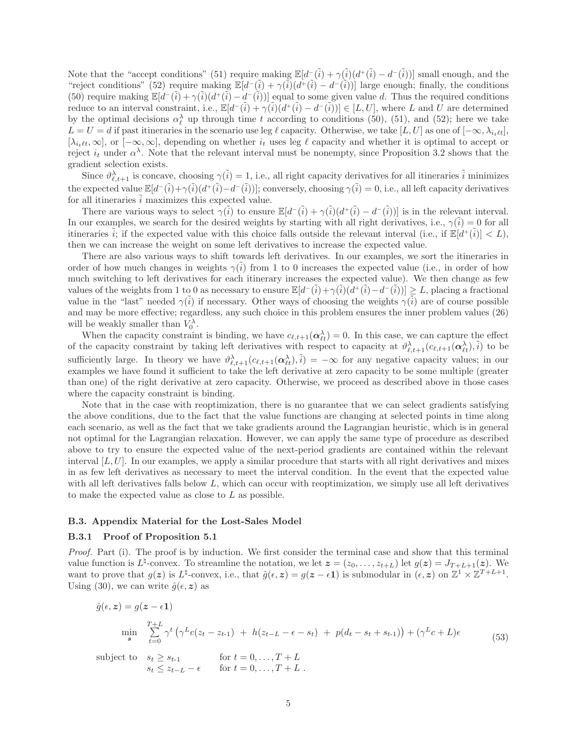Note that the "accept conditions" (51) require making $\mathbb{E}[d^-(\tilde{i}) + \gamma(\tilde{i})(d^+(\tilde{i}) - d^-(\tilde{i}))]$ small enough, and the "reject conditions" (52) require making $\mathbb{E}[d^-(\tilde{i}) + \gamma(\tilde{i})(d^+(\tilde{i}) - d^-(\tilde{i}))]$ large enough; finally, the conditions (50) require making $\mathbb{E}[d^-(\tilde{i}) + \gamma(\tilde{i})(d^+(\tilde{i}) - d^-(\tilde{i}))]$ equal to some given value $d$. Thus the required conditions reduce to an interval constraint, i.e., $\mathbb{E}[d^-(\tilde{i}) + \gamma(\tilde{i})(d^+(\tilde{i}) - d^-(\tilde{i}))] \in [L, U]$, where $L$ and $U$ are determined by the optimal decisions $\alpha_\ell^\lambda$ up through time $t$ according to conditions (50), (51), and (52); here we take $L = U = d$ if past itineraries in the scenario use leg $\ell$ capacity. Otherwise, we take $[L, U]$ as one of $[-\infty, \lambda_{i_t \ell t}]$, $[\lambda_{i_t \ell t}, \infty]$, or $[-\infty, \infty]$, depending on whether $i_t$ uses leg $\ell$ capacity and whether it is optimal to accept or reject $i_t$ under $\alpha^\lambda$. Note that the relevant interval must be nonempty, since Proposition 3.2 shows that the gradient selection exists.

Since $\vartheta_{\ell,t+1}^\lambda$ is concave, choosing $\gamma(\tilde{i}) = 1$, i.e., all right capacity derivatives for all itineraries $\tilde{i}$ minimizes the expected value $\mathbb{E}[d^-(\tilde{i}) + \gamma(\tilde{i})(d^+(\tilde{i}) - d^-(\tilde{i}))]$; conversely, choosing $\gamma(\tilde{i}) = 0$, i.e., all left capacity derivatives for all itineraries $\tilde{i}$ maximizes this expected value.

There are various ways to select $\gamma(\tilde{i})$ to ensure $\mathbb{E}[d^-(\tilde{i}) + \gamma(\tilde{i})(d^+(\tilde{i}) - d^-(\tilde{i}))]$ is in the relevant interval. In our examples, we search for the desired weights by starting with all right derivatives, i.e., $\gamma(\tilde{i}) = 0$ for all itineraries $\tilde{i}$; if the expected value with this choice falls outside the relevant interval (i.e., if $\mathbb{E}[d^+(\tilde{i})] < L$), then we can increase the weight on some left derivatives to increase the expected value.

There are also various ways to shift towards left derivatives. In our examples, we sort the itineraries in order of how much changes in weights $\gamma(\tilde{i})$ from 1 to 0 increases the expected value (i.e., in order of how much switching to left derivatives for each itinerary increases the expected value). We then change as few values of the weights from 1 to 0 as necessary to ensure $\mathbb{E}[d^-(\tilde{i}) + \gamma(\tilde{i})(d^+(\tilde{i}) - d^-(\tilde{i}))] \geq L$, placing a fractional value in the "last" needed $\gamma(\tilde{i})$ if necessary. Other ways of choosing the weights $\gamma(\tilde{i})$ are of course possible and may be more effective; regardless, any such choice in this problem ensures the inner problem values (26) will be weakly smaller than $V_0^\lambda$.

When the capacity constraint is binding, we have $c_{\ell,t+1}(\boldsymbol{\alpha}_{\ell t}^\lambda) = 0$. In this case, we can capture the effect of the capacity constraint by taking left derivatives with respect to capacity at $\vartheta_{\ell,t+1}^\lambda(c_{\ell,t+1}(\boldsymbol{\alpha}_{\ell t}^\lambda), \tilde{i})$ to be sufficiently large. In theory we have $\vartheta_{\ell,t+1}^\lambda(c_{\ell,t+1}(\boldsymbol{\alpha}_{\ell t}^\lambda), \tilde{i}) = -\infty$ for any negative capacity values; in our examples we have found it sufficient to take the left derivative at zero capacity to be some multiple (greater than one) of the right derivative at zero capacity. Otherwise, we proceed as described above in those cases where the capacity constraint is binding.

Note that in the case with reoptimization, there is no guarantee that we can select gradients satisfying the above conditions, due to the fact that the value functions are changing at selected points in time along each scenario, as well as the fact that we take gradients around the Lagrangian heuristic, which is in general not optimal for the Lagrangian relaxation. However, we can apply the same type of procedure as described above to try to ensure the expected value of the next-period gradients are contained within the relevant interval $[L, U]$. In our examples, we apply a similar procedure that starts with all right derivatives and mixes in as few left derivatives as necessary to meet the interval condition. In the event that the expected value with all left derivatives falls below $L$, which can occur with reoptimization, we simply use all left derivatives to make the expected value as close to $L$ as possible.

### B.3. Appendix Material for the Lost-Sales Model

#### B.3.1 Proof of Proposition 5.1

*Proof.* Part (i). The proof is by induction. We first consider the terminal case and show that this terminal value function is $L^\natural$-convex. To streamline the notation, we let $\boldsymbol{z} = (z_0, \ldots, z_{t+L})$ let $g(\boldsymbol{z}) = J_{T+L+1}(\boldsymbol{z})$. We want to prove that $g(\boldsymbol{z})$ is $L^\natural$-convex, i.e., that $\hat{g}(\epsilon, \boldsymbol{z}) = g(\boldsymbol{z} - \epsilon \mathbf{1})$ is submodular in $(\epsilon, \boldsymbol{z})$ on $\mathbb{Z}^1 \times \mathbb{Z}^{T+L+1}$. Using (30), we can write $\hat{g}(\epsilon, \boldsymbol{z})$ as

$$
\begin{aligned}
\hat{g}(\epsilon, \boldsymbol{z}) &= g(\boldsymbol{z} - \epsilon \mathbf{1}) \\
\min_{\boldsymbol{s}} \quad & \sum_{t=0}^{T+L} \gamma^t \left( \gamma^L c(z_t - z_{t\text{-}1}) \; + \; h(z_{t-L} - \epsilon - s_t) \; + \; p(d_t - s_t + s_{t\text{-}1}) \right) + (\gamma^L c + L)\epsilon \qquad (53) \\
\text{subject to} \quad & s_t \geq s_{t\text{-}1} \qquad \text{for } t = 0, \ldots, T+L \\
& s_t \leq z_{t-L} - \epsilon \qquad \text{for } t = 0, \ldots, T+L \,.
\end{aligned}
$$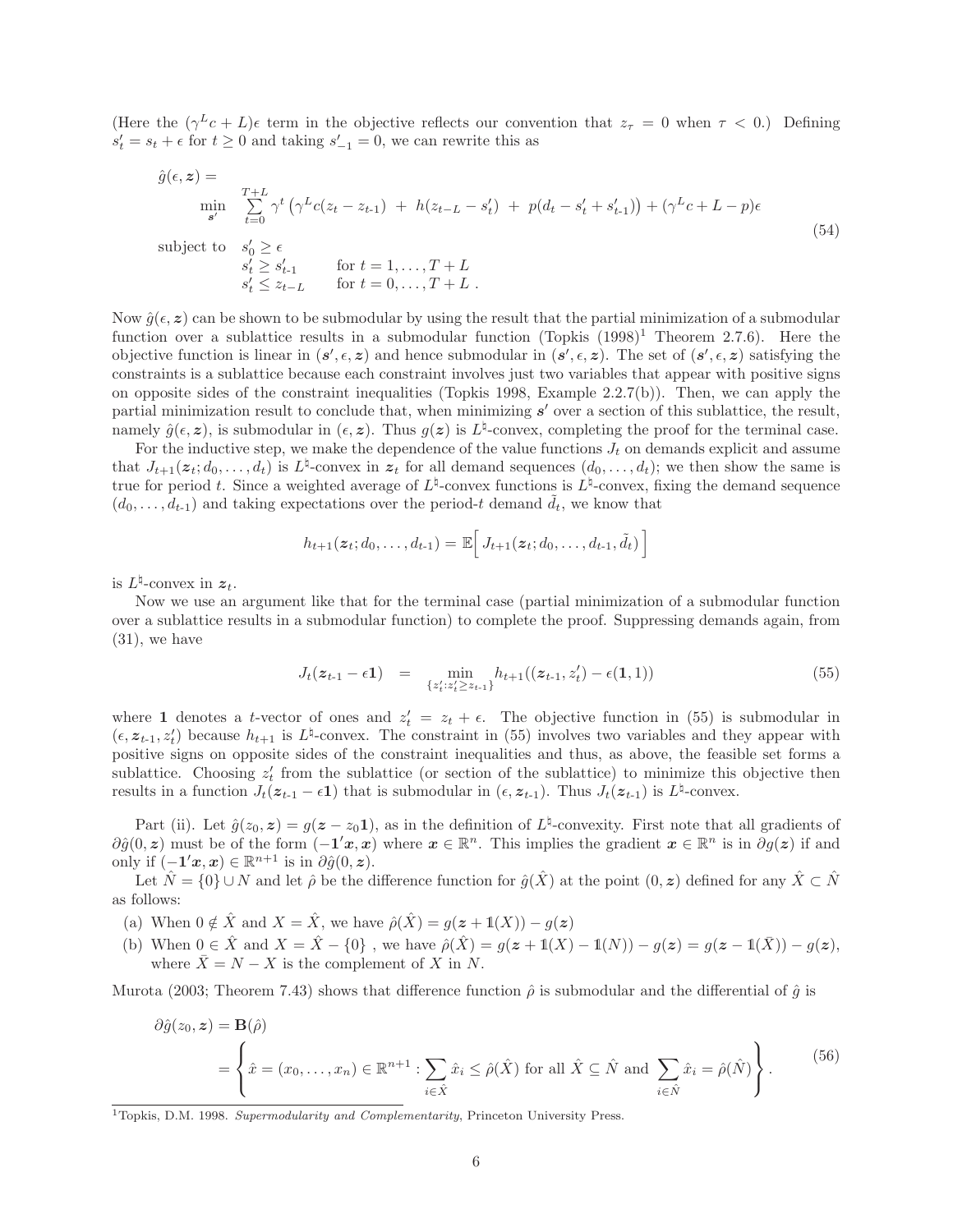(Here the $(\gamma^L c + L)\epsilon$ term in the objective reflects our convention that $z_\tau = 0$ when $\tau < 0$.) Defining $s'_t = s_t + \epsilon$ for $t \geq 0$ and taking $s'_{-1} = 0$, we can rewrite this as

$$
\begin{aligned}
\hat{g}(\epsilon, \boldsymbol{z}) = & \\
& \min_{\boldsymbol{s}'} \quad \sum_{t=0}^{T+L} \gamma^t \left( \gamma^L c(z_t - z_{t\text{-}1}) \ + \ h(z_{t-L} - s'_t) \ + \ p(d_t - s'_t + s'_{t\text{-}1}) \right) + (\gamma^L c + L - p)\epsilon \\
& \text{subject to} \quad s'_0 \geq \epsilon \\
& \qquad\qquad\quad s'_t \geq s'_{t\text{-}1} \qquad \text{for } t = 1, \ldots, T+L \\
& \qquad\qquad\quad s'_t \leq z_{t-L} \qquad \text{for } t = 0, \ldots, T+L \ .
\end{aligned}
\tag{54}
$$

Now $\hat{g}(\epsilon, \boldsymbol{z})$ can be shown to be submodular by using the result that the partial minimization of a submodular function over a sublattice results in a submodular function (Topkis (1998)[1] Theorem 2.7.6). Here the objective function is linear in $(\boldsymbol{s}', \epsilon, \boldsymbol{z})$ and hence submodular in $(\boldsymbol{s}', \epsilon, \boldsymbol{z})$. The set of $(\boldsymbol{s}', \epsilon, \boldsymbol{z})$ satisfying the constraints is a sublattice because each constraint involves just two variables that appear with positive signs on opposite sides of the constraint inequalities (Topkis 1998, Example 2.2.7(b)). Then, we can apply the partial minimization result to conclude that, when minimizing $\boldsymbol{s}'$ over a section of this sublattice, the result, namely $\hat{g}(\epsilon, \boldsymbol{z})$, is submodular in $(\epsilon, \boldsymbol{z})$. Thus $g(\boldsymbol{z})$ is $L^\natural$-convex, completing the proof for the terminal case.

For the inductive step, we make the dependence of the value functions $J_t$ on demands explicit and assume that $J_{t+1}(\boldsymbol{z}_t; d_0, \ldots, d_t)$ is $L^\natural$-convex in $\boldsymbol{z}_t$ for all demand sequences $(d_0, \ldots, d_t)$; we then show the same is true for period $t$. Since a weighted average of $L^\natural$-convex functions is $L^\natural$-convex, fixing the demand sequence $(d_0, \ldots, d_{t\text{-}1})$ and taking expectations over the period-$t$ demand $\tilde{d}_t$, we know that

$$
h_{t+1}(\boldsymbol{z}_t; d_0, \ldots, d_{t\text{-}1}) = \mathbb{E}\Big[ J_{t+1}(\boldsymbol{z}_t; d_0, \ldots, d_{t\text{-}1}, \tilde{d}_t) \Big]
$$

is $L^\natural$-convex in $\boldsymbol{z}_t$.

Now we use an argument like that for the terminal case (partial minimization of a submodular function over a sublattice results in a submodular function) to complete the proof. Suppressing demands again, from (31), we have

$$
J_t(\boldsymbol{z}_{t\text{-}1} - \epsilon \mathbf{1}) \quad = \quad \min_{\{z'_t : z'_t \geq z_{t\text{-}1}\}} h_{t+1}((\boldsymbol{z}_{t\text{-}1}, z'_t) - \epsilon(\mathbf{1}, 1))
\tag{55}
$$

where $\mathbf{1}$ denotes a $t$-vector of ones and $z'_t = z_t + \epsilon$. The objective function in (55) is submodular in $(\epsilon, \boldsymbol{z}_{t\text{-}1}, z'_t)$ because $h_{t+1}$ is $L^\natural$-convex. The constraint in (55) involves two variables and they appear with positive signs on opposite sides of the constraint inequalities and thus, as above, the feasible set forms a sublattice. Choosing $z'_t$ from the sublattice (or section of the sublattice) to minimize this objective then results in a function $J_t(\boldsymbol{z}_{t\text{-}1} - \epsilon\mathbf{1})$ that is submodular in $(\epsilon, \boldsymbol{z}_{t\text{-}1})$. Thus $J_t(\boldsymbol{z}_{t\text{-}1})$ is $L^\natural$-convex.

Part (ii). Let $\hat{g}(z_0, \boldsymbol{z}) = g(\boldsymbol{z} - z_0\mathbf{1})$, as in the definition of $L^\natural$-convexity. First note that all gradients of $\partial\hat{g}(0, \boldsymbol{z})$ must be of the form $(-\mathbf{1}'\boldsymbol{x}, \boldsymbol{x})$ where $\boldsymbol{x} \in \mathbb{R}^n$. This implies the gradient $\boldsymbol{x} \in \mathbb{R}^n$ is in $\partial g(\boldsymbol{z})$ if and only if $(-\mathbf{1}'\boldsymbol{x}, \boldsymbol{x}) \in \mathbb{R}^{n+1}$ is in $\partial\hat{g}(0, \boldsymbol{z})$.

Let $\hat{N} = \{0\} \cup N$ and let $\hat{\rho}$ be the difference function for $\hat{g}(\hat{X})$ at the point $(0, \boldsymbol{z})$ defined for any $\hat{X} \subset \hat{N}$ as follows:

(a) When $0 \notin \hat{X}$ and $X = \hat{X}$, we have $\hat{\rho}(\hat{X}) = g(\boldsymbol{z} + \mathbb{1}(X)) - g(\boldsymbol{z})$

(b) When $0 \in \hat{X}$ and $X = \hat{X} - \{0\}$ , we have $\hat{\rho}(\hat{X}) = g(\boldsymbol{z} + \mathbb{1}(X) - \mathbb{1}(N)) - g(\boldsymbol{z}) = g(\boldsymbol{z} - \mathbb{1}(\bar{X})) - g(\boldsymbol{z})$, where $\bar{X} = N - X$ is the complement of $X$ in $N$.

Murota (2003; Theorem 7.43) shows that difference function $\hat{\rho}$ is submodular and the differential of $\hat{g}$ is

$$
\begin{aligned}
\partial\hat{g}(z_0, \boldsymbol{z}) &= \mathbf{B}(\hat{\rho}) \\
&= \left\{ \hat{x} = (x_0, \ldots, x_n) \in \mathbb{R}^{n+1} : \sum_{i \in \hat{X}} \hat{x}_i \leq \hat{\rho}(\hat{X}) \text{ for all } \hat{X} \subseteq \hat{N} \text{ and } \sum_{i \in \hat{N}} \hat{x}_i = \hat{\rho}(\hat{N}) \right\}.
\end{aligned}
\tag{56}
$$

[1] Topkis, D.M. 1998. *Supermodularity and Complementarity*, Princeton University Press.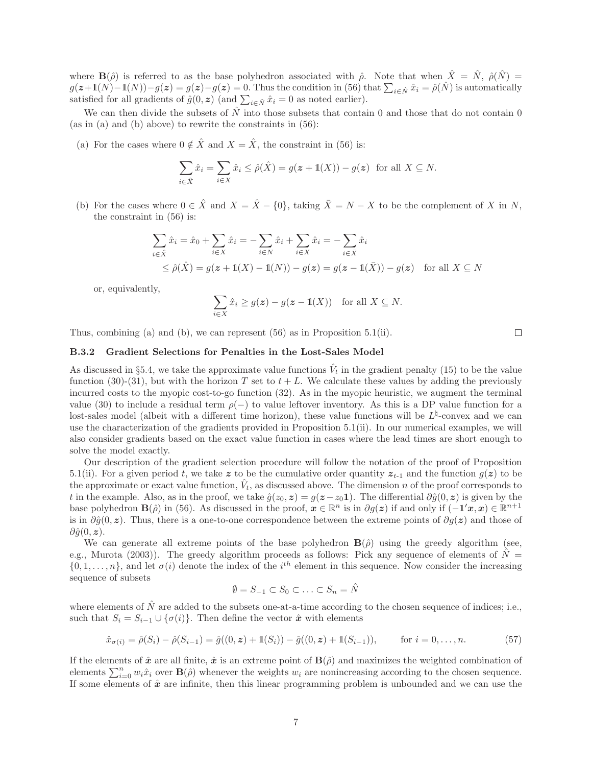where $\mathbf{B}(\hat{\rho})$ is referred to as the base polyhedron associated with $\hat{\rho}$. Note that when $\hat{X} = \hat{N}$, $\hat{\rho}(\hat{N}) = g(\boldsymbol{z}+\mathbb{1}(N)-\mathbb{1}(N))-g(\boldsymbol{z}) = g(\boldsymbol{z})-g(\boldsymbol{z}) = 0$. Thus the condition in (56) that $\sum_{i\in\hat{N}} \hat{x}_i = \hat{\rho}(\hat{N})$ is automatically satisfied for all gradients of $\hat{g}(0, \boldsymbol{z})$ (and $\sum_{i\in\hat{N}} \hat{x}_i = 0$ as noted earlier).

We can then divide the subsets of $\hat{N}$ into those subsets that contain 0 and those that do not contain 0 (as in (a) and (b) above) to rewrite the constraints in (56):

(a) For the cases where $0 \notin \hat{X}$ and $X = \hat{X}$, the constraint in (56) is:

$$\sum_{i\in\hat{X}} \hat{x}_i = \sum_{i\in X} \hat{x}_i \leq \hat{\rho}(\hat{X}) = g(\boldsymbol{z} + \mathbb{1}(X)) - g(\boldsymbol{z}) \quad \text{for all } X \subseteq N.$$

(b) For the cases where $0 \in \hat{X}$ and $X = \hat{X} - \{0\}$, taking $\bar{X} = N - X$ to be the complement of $X$ in $N$, the constraint in (56) is:

$$\begin{aligned}
\sum_{i\in\hat{X}} \hat{x}_i &= \hat{x}_0 + \sum_{i\in X} \hat{x}_i = -\sum_{i\in N} \hat{x}_i + \sum_{i\in X} \hat{x}_i = -\sum_{i\in\bar{X}} \hat{x}_i \\
&\leq \hat{\rho}(\hat{X}) = g(\boldsymbol{z} + \mathbb{1}(X) - \mathbb{1}(N)) - g(\boldsymbol{z}) = g(\boldsymbol{z} - \mathbb{1}(\bar{X})) - g(\boldsymbol{z}) \quad \text{for all } X \subseteq N
\end{aligned}$$

or, equivalently,

$$\sum_{i\in X} \hat{x}_i \geq g(\boldsymbol{z}) - g(\boldsymbol{z} - \mathbb{1}(X)) \quad \text{for all } X \subseteq N.$$

Thus, combining (a) and (b), we can represent (56) as in Proposition 5.1(ii). $\square$

### B.3.2 Gradient Selections for Penalties in the Lost-Sales Model

As discussed in §5.4, we take the approximate value functions $\hat{V}_t$ in the gradient penalty (15) to be the value function (30)-(31), but with the horizon $T$ set to $t + L$. We calculate these values by adding the previously incurred costs to the myopic cost-to-go function (32). As in the myopic heuristic, we augment the terminal value (30) to include a residual term $\rho(-)$ to value leftover inventory. As this is a DP value function for a lost-sales model (albeit with a different time horizon), these value functions will be $L^\natural$-convex and we can use the characterization of the gradients provided in Proposition 5.1(ii). In our numerical examples, we will also consider gradients based on the exact value function in cases where the lead times are short enough to solve the model exactly.

Our description of the gradient selection procedure will follow the notation of the proof of Proposition 5.1(ii). For a given period $t$, we take $\boldsymbol{z}$ to be the cumulative order quantity $\boldsymbol{z}_{t\text{-}1}$ and the function $g(\boldsymbol{z})$ to be the approximate or exact value function, $\hat{V}_t$, as discussed above. The dimension $n$ of the proof corresponds to $t$ in the example. Also, as in the proof, we take $\hat{g}(z_0, \boldsymbol{z}) = g(\boldsymbol{z} - z_0\mathbf{1})$. The differential $\partial\hat{g}(0, \boldsymbol{z})$ is given by the base polyhedron $\mathbf{B}(\hat{\rho})$ in (56). As discussed in the proof, $\boldsymbol{x} \in \mathbb{R}^n$ is in $\partial g(\boldsymbol{z})$ if and only if $(-\mathbf{1}'\boldsymbol{x}, \boldsymbol{x}) \in \mathbb{R}^{n+1}$ is in $\partial\hat{g}(0, \boldsymbol{z})$. Thus, there is a one-to-one correspondence between the extreme points of $\partial g(\boldsymbol{z})$ and those of $\partial\hat{g}(0, \boldsymbol{z})$.

We can generate all extreme points of the base polyhedron $\mathbf{B}(\hat{\rho})$ using the greedy algorithm (see, e.g., Murota (2003)). The greedy algorithm proceeds as follows: Pick any sequence of elements of $\hat{N} = \{0, 1, \ldots, n\}$, and let $\sigma(i)$ denote the index of the $i^{th}$ element in this sequence. Now consider the increasing sequence of subsets

$$\emptyset = S_{-1} \subset S_0 \subset \ldots \subset S_n = \hat{N}$$

where elements of $\hat{N}$ are added to the subsets one-at-a-time according to the chosen sequence of indices; i.e., such that $S_i = S_{i-1} \cup \{\sigma(i)\}$. Then define the vector $\hat{\boldsymbol{x}}$ with elements

$$\hat{x}_{\sigma(i)} = \hat{\rho}(S_i) - \hat{\rho}(S_{i-1}) = \hat{g}((0, \boldsymbol{z}) + \mathbb{1}(S_i)) - \hat{g}((0, \boldsymbol{z}) + \mathbb{1}(S_{i-1})), \qquad \text{for } i = 0, \ldots, n. \tag{57}$$

If the elements of $\hat{\boldsymbol{x}}$ are all finite, $\hat{\boldsymbol{x}}$ is an extreme point of $\mathbf{B}(\hat{\rho})$ and maximizes the weighted combination of elements $\sum_{i=0}^n w_i \hat{x}_i$ over $\mathbf{B}(\hat{\rho})$ whenever the weights $w_i$ are nonincreasing according to the chosen sequence. If some elements of $\hat{\boldsymbol{x}}$ are infinite, then this linear programming problem is unbounded and we can use the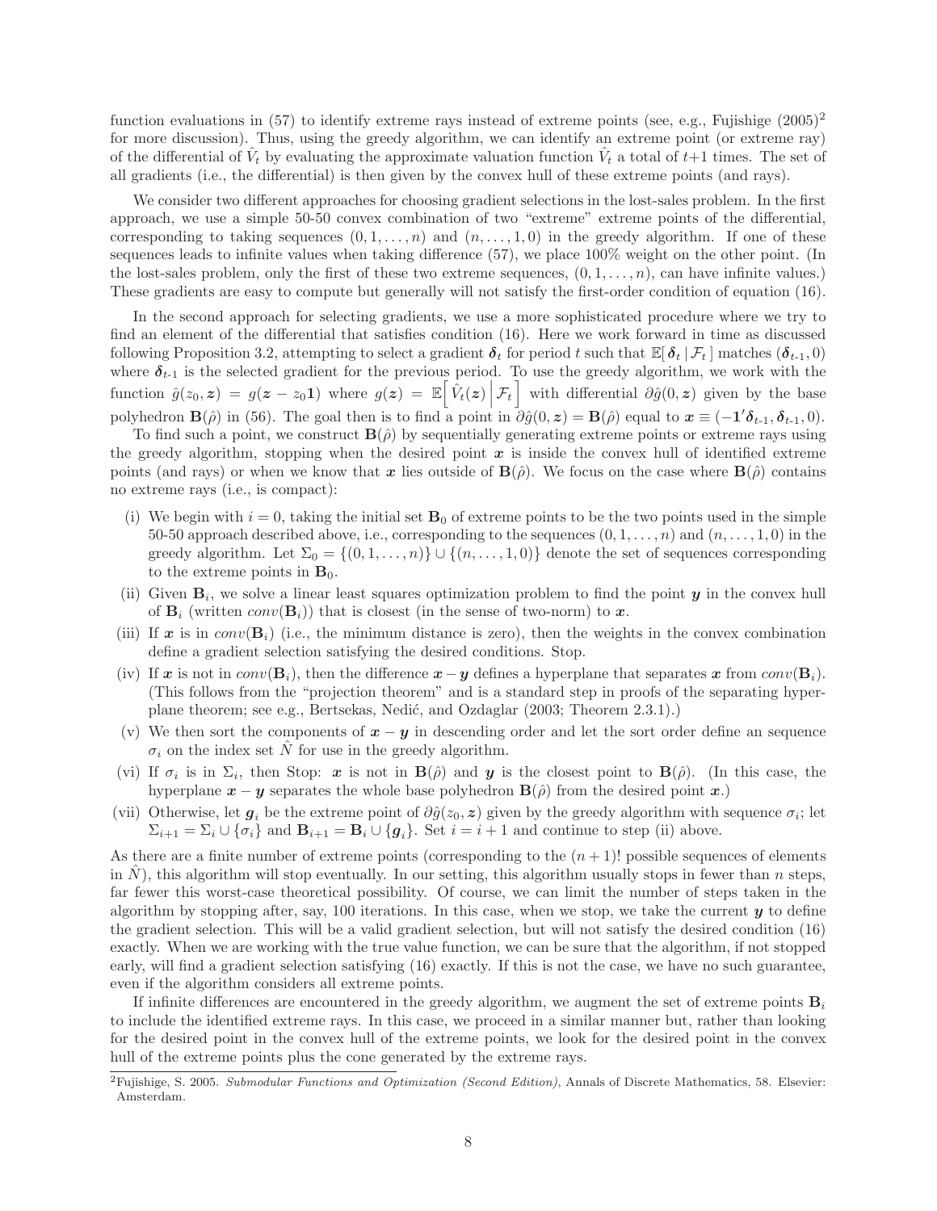function evaluations in (57) to identify extreme rays instead of extreme points (see, e.g., Fujishige (2005)[2] for more discussion). Thus, using the greedy algorithm, we can identify an extreme point (or extreme ray) of the differential of $\hat{V}_t$ by evaluating the approximate valuation function $\hat{V}_t$ a total of $t+1$ times. The set of all gradients (i.e., the differential) is then given by the convex hull of these extreme points (and rays).

We consider two different approaches for choosing gradient selections in the lost-sales problem. In the first approach, we use a simple 50-50 convex combination of two "extreme" extreme points of the differential, corresponding to taking sequences $(0, 1, \ldots, n)$ and $(n, \ldots, 1, 0)$ in the greedy algorithm. If one of these sequences leads to infinite values when taking difference (57), we place 100% weight on the other point. (In the lost-sales problem, only the first of these two extreme sequences, $(0, 1, \ldots, n)$, can have infinite values.) These gradients are easy to compute but generally will not satisfy the first-order condition of equation (16).

In the second approach for selecting gradients, we use a more sophisticated procedure where we try to find an element of the differential that satisfies condition (16). Here we work forward in time as discussed following Proposition 3.2, attempting to select a gradient $\boldsymbol{\delta}_t$ for period $t$ such that $\mathbb{E}[\, \boldsymbol{\delta}_t \,|\, \mathcal{F}_t \,]$ matches $(\boldsymbol{\delta}_{t\text{-}1}, 0)$ where $\boldsymbol{\delta}_{t\text{-}1}$ is the selected gradient for the previous period. To use the greedy algorithm, we work with the function $\hat{g}(z_0, \boldsymbol{z}) = g(\boldsymbol{z} - z_0\mathbf{1})$ where $g(\boldsymbol{z}) = \mathbb{E}\Big[\, \hat{V}_t(\boldsymbol{z}) \,\Big|\, \mathcal{F}_t \Big]$ with differential $\partial\hat{g}(0, \boldsymbol{z})$ given by the base polyhedron $\mathbf{B}(\hat{\rho})$ in (56). The goal then is to find a point in $\partial\hat{g}(0, \boldsymbol{z}) = \mathbf{B}(\hat{\rho})$ equal to $\boldsymbol{x} \equiv (-\mathbf{1}'\boldsymbol{\delta}_{t\text{-}1}, \boldsymbol{\delta}_{t\text{-}1}, 0)$.

To find such a point, we construct $\mathbf{B}(\hat{\rho})$ by sequentially generating extreme points or extreme rays using the greedy algorithm, stopping when the desired point $\boldsymbol{x}$ is inside the convex hull of identified extreme points (and rays) or when we know that $\boldsymbol{x}$ lies outside of $\mathbf{B}(\hat{\rho})$. We focus on the case where $\mathbf{B}(\hat{\rho})$ contains no extreme rays (i.e., is compact):

- (i) We begin with $i = 0$, taking the initial set $\mathbf{B}_0$ of extreme points to be the two points used in the simple 50-50 approach described above, i.e., corresponding to the sequences $(0, 1, \ldots, n)$ and $(n, \ldots, 1, 0)$ in the greedy algorithm. Let $\Sigma_0 = \{(0, 1, \ldots, n)\} \cup \{(n, \ldots, 1, 0)\}$ denote the set of sequences corresponding to the extreme points in $\mathbf{B}_0$.
- (ii) Given $\mathbf{B}_i$, we solve a linear least squares optimization problem to find the point $\boldsymbol{y}$ in the convex hull of $\mathbf{B}_i$ (written $conv(\mathbf{B}_i)$) that is closest (in the sense of two-norm) to $\boldsymbol{x}$.
- (iii) If $\boldsymbol{x}$ is in $conv(\mathbf{B}_i)$ (i.e., the minimum distance is zero), then the weights in the convex combination define a gradient selection satisfying the desired conditions. Stop.
- (iv) If $\boldsymbol{x}$ is not in $conv(\mathbf{B}_i)$, then the difference $\boldsymbol{x} - \boldsymbol{y}$ defines a hyperplane that separates $\boldsymbol{x}$ from $conv(\mathbf{B}_i)$. (This follows from the "projection theorem" and is a standard step in proofs of the separating hyperplane theorem; see e.g., Bertsekas, Nedić, and Ozdaglar (2003; Theorem 2.3.1).)
- (v) We then sort the components of $\boldsymbol{x} - \boldsymbol{y}$ in descending order and let the sort order define an sequence $\sigma_i$ on the index set $\hat{N}$ for use in the greedy algorithm.
- (vi) If $\sigma_i$ is in $\Sigma_i$, then Stop: $\boldsymbol{x}$ is not in $\mathbf{B}(\hat{\rho})$ and $\boldsymbol{y}$ is the closest point to $\mathbf{B}(\hat{\rho})$. (In this case, the hyperplane $\boldsymbol{x} - \boldsymbol{y}$ separates the whole base polyhedron $\mathbf{B}(\hat{\rho})$ from the desired point $\boldsymbol{x}$.)
- (vii) Otherwise, let $\boldsymbol{g}_i$ be the extreme point of $\partial\hat{g}(z_0, \boldsymbol{z})$ given by the greedy algorithm with sequence $\sigma_i$; let $\Sigma_{i+1} = \Sigma_i \cup \{\sigma_i\}$ and $\mathbf{B}_{i+1} = \mathbf{B}_i \cup \{\boldsymbol{g}_i\}$. Set $i = i + 1$ and continue to step (ii) above.

As there are a finite number of extreme points (corresponding to the $(n + 1)!$ possible sequences of elements in $\hat{N}$), this algorithm will stop eventually. In our setting, this algorithm usually stops in fewer than $n$ steps, far fewer this worst-case theoretical possibility. Of course, we can limit the number of steps taken in the algorithm by stopping after, say, 100 iterations. In this case, when we stop, we take the current $\boldsymbol{y}$ to define the gradient selection. This will be a valid gradient selection, but will not satisfy the desired condition (16) exactly. When we are working with the true value function, we can be sure that the algorithm, if not stopped early, will find a gradient selection satisfying (16) exactly. If this is not the case, we have no such guarantee, even if the algorithm considers all extreme points.

If infinite differences are encountered in the greedy algorithm, we augment the set of extreme points $\mathbf{B}_i$ to include the identified extreme rays. In this case, we proceed in a similar manner but, rather than looking for the desired point in the convex hull of the extreme points, we look for the desired point in the convex hull of the extreme points plus the cone generated by the extreme rays.

[2] Fujishige, S. 2005. *Submodular Functions and Optimization (Second Edition)*, Annals of Discrete Mathematics, 58. Elsevier: Amsterdam.